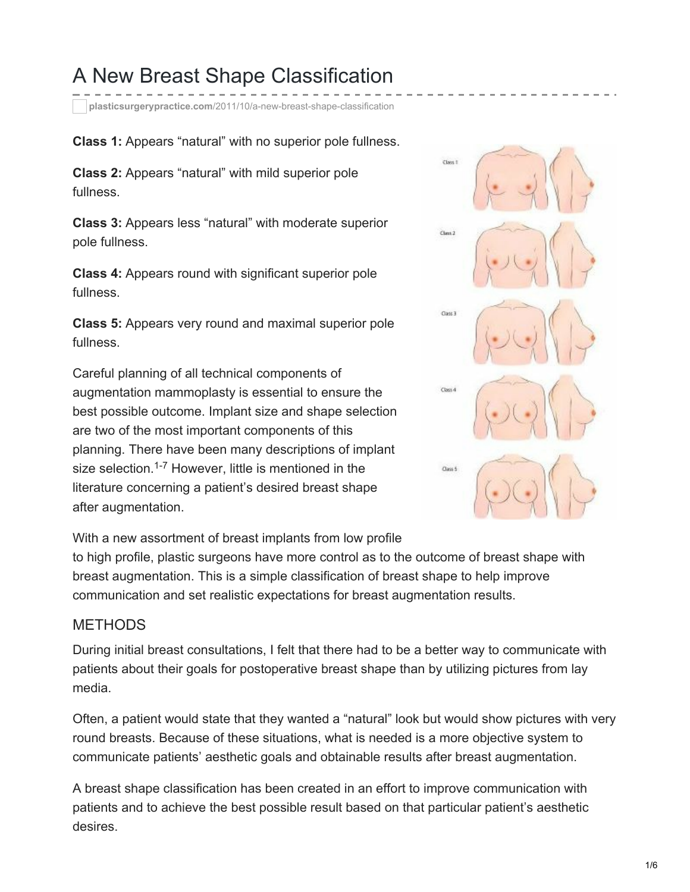# A New Breast Shape Classification

plasticsurgerypractice.com/2011/10/a-new-breast-shape-classification

**Class 1:** Appears "natural" with no superior pole fullness.

**Class 2:** Appears "natural" with mild superior pole fullness.

**Class 3:** Appears less "natural" with moderate superior pole fullness.

**Class 4:** Appears round with significant superior pole fullness.

**Class 5:** Appears very round and maximal superior pole fullness.

Careful planning of all technical components of augmentation mammoplasty is essential to ensure the best possible outcome. Implant size and shape selection are two of the most important components of this planning. There have been many descriptions of implant size selection.[1-7] However, little is mentioned in the literature concerning a patient's desired breast shape after augmentation.

With a new assortment of breast implants from low profile to high profile, plastic surgeons have more control as to the outcome of breast shape with breast augmentation. This is a simple classification of breast shape to help improve communication and set realistic expectations for breast augmentation results.

## METHODS

During initial breast consultations, I felt that there had to be a better way to communicate with patients about their goals for postoperative breast shape than by utilizing pictures from lay media.

Often, a patient would state that they wanted a "natural" look but would show pictures with very round breasts. Because of these situations, what is needed is a more objective system to communicate patients' aesthetic goals and obtainable results after breast augmentation.

A breast shape classification has been created in an effort to improve communication with patients and to achieve the best possible result based on that particular patient's aesthetic desires.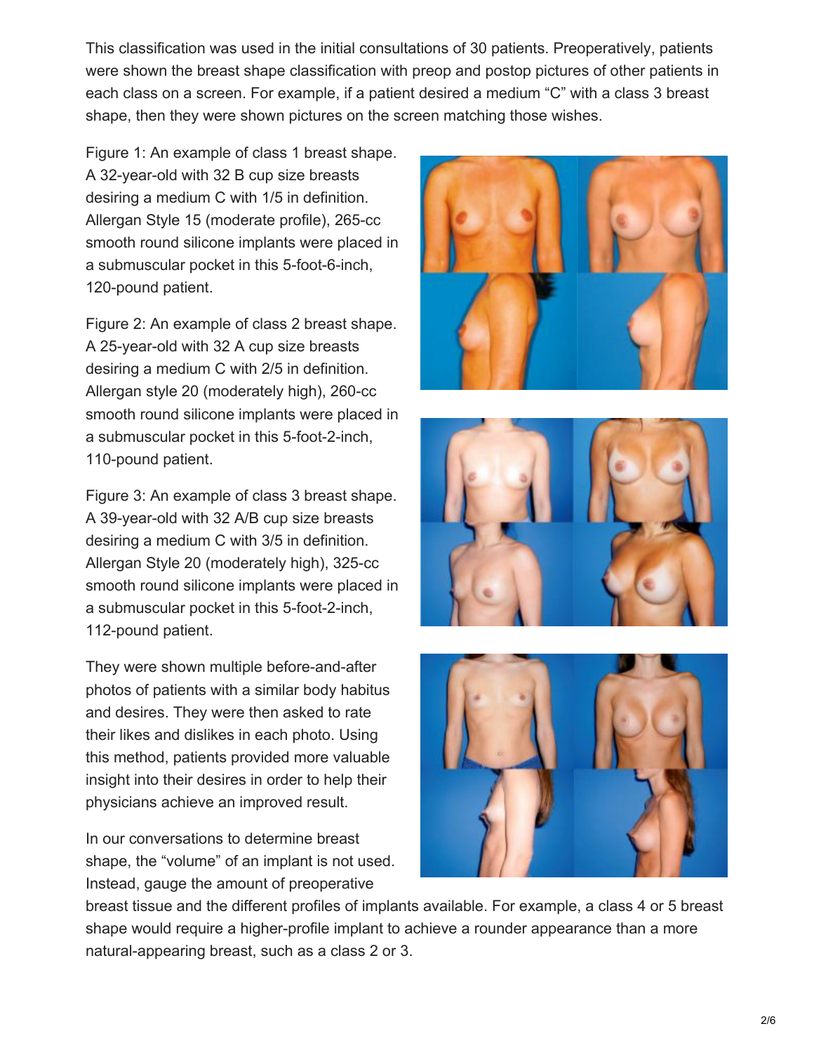This classification was used in the initial consultations of 30 patients. Preoperatively, patients were shown the breast shape classification with preop and postop pictures of other patients in each class on a screen. For example, if a patient desired a medium "C" with a class 3 breast shape, then they were shown pictures on the screen matching those wishes.

Figure 1: An example of class 1 breast shape. A 32-year-old with 32 B cup size breasts desiring a medium C with 1/5 in definition. Allergan Style 15 (moderate profile), 265-cc smooth round silicone implants were placed in a submuscular pocket in this 5-foot-6-inch, 120-pound patient.

Figure 2: An example of class 2 breast shape. A 25-year-old with 32 A cup size breasts desiring a medium C with 2/5 in definition. Allergan style 20 (moderately high), 260-cc smooth round silicone implants were placed in a submuscular pocket in this 5-foot-2-inch, 110-pound patient.

Figure 3: An example of class 3 breast shape. A 39-year-old with 32 A/B cup size breasts desiring a medium C with 3/5 in definition. Allergan Style 20 (moderately high), 325-cc smooth round silicone implants were placed in a submuscular pocket in this 5-foot-2-inch, 112-pound patient.

They were shown multiple before-and-after photos of patients with a similar body habitus and desires. They were then asked to rate their likes and dislikes in each photo. Using this method, patients provided more valuable insight into their desires in order to help their physicians achieve an improved result.

In our conversations to determine breast shape, the "volume" of an implant is not used. Instead, gauge the amount of preoperative breast tissue and the different profiles of implants available. For example, a class 4 or 5 breast shape would require a higher-profile implant to achieve a rounder appearance than a more natural-appearing breast, such as a class 2 or 3.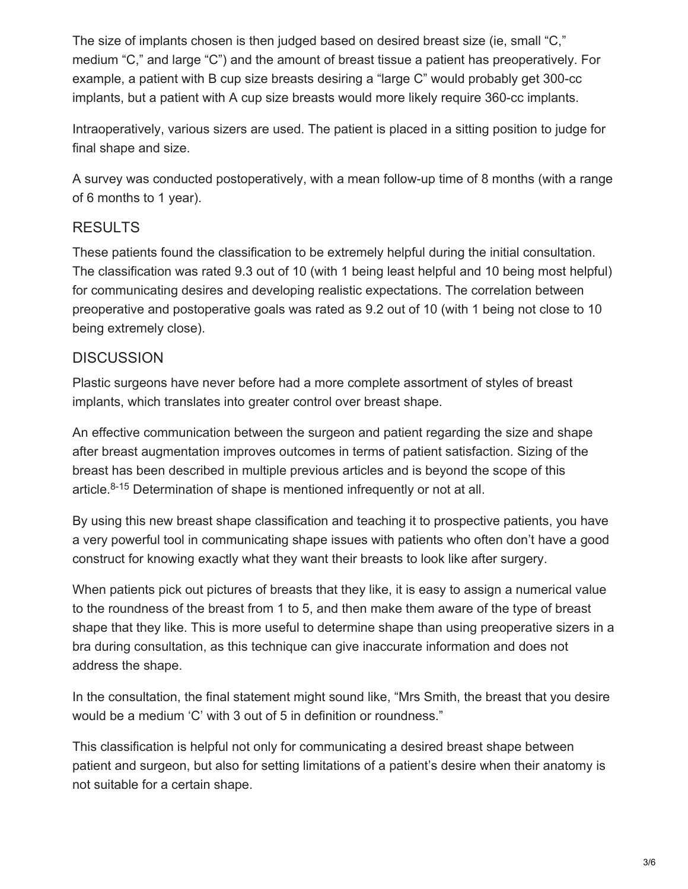The size of implants chosen is then judged based on desired breast size (ie, small “C,” medium “C,” and large “C”) and the amount of breast tissue a patient has preoperatively. For example, a patient with B cup size breasts desiring a “large C” would probably get 300-cc implants, but a patient with A cup size breasts would more likely require 360-cc implants.

Intraoperatively, various sizers are used. The patient is placed in a sitting position to judge for final shape and size.

A survey was conducted postoperatively, with a mean follow-up time of 8 months (with a range of 6 months to 1 year).

## RESULTS

These patients found the classification to be extremely helpful during the initial consultation. The classification was rated 9.3 out of 10 (with 1 being least helpful and 10 being most helpful) for communicating desires and developing realistic expectations. The correlation between preoperative and postoperative goals was rated as 9.2 out of 10 (with 1 being not close to 10 being extremely close).

## DISCUSSION

Plastic surgeons have never before had a more complete assortment of styles of breast implants, which translates into greater control over breast shape.

An effective communication between the surgeon and patient regarding the size and shape after breast augmentation improves outcomes in terms of patient satisfaction. Sizing of the breast has been described in multiple previous articles and is beyond the scope of this article.[8-15] Determination of shape is mentioned infrequently or not at all.

By using this new breast shape classification and teaching it to prospective patients, you have a very powerful tool in communicating shape issues with patients who often don’t have a good construct for knowing exactly what they want their breasts to look like after surgery.

When patients pick out pictures of breasts that they like, it is easy to assign a numerical value to the roundness of the breast from 1 to 5, and then make them aware of the type of breast shape that they like. This is more useful to determine shape than using preoperative sizers in a bra during consultation, as this technique can give inaccurate information and does not address the shape.

In the consultation, the final statement might sound like, “Mrs Smith, the breast that you desire would be a medium ‘C’ with 3 out of 5 in definition or roundness.”

This classification is helpful not only for communicating a desired breast shape between patient and surgeon, but also for setting limitations of a patient’s desire when their anatomy is not suitable for a certain shape.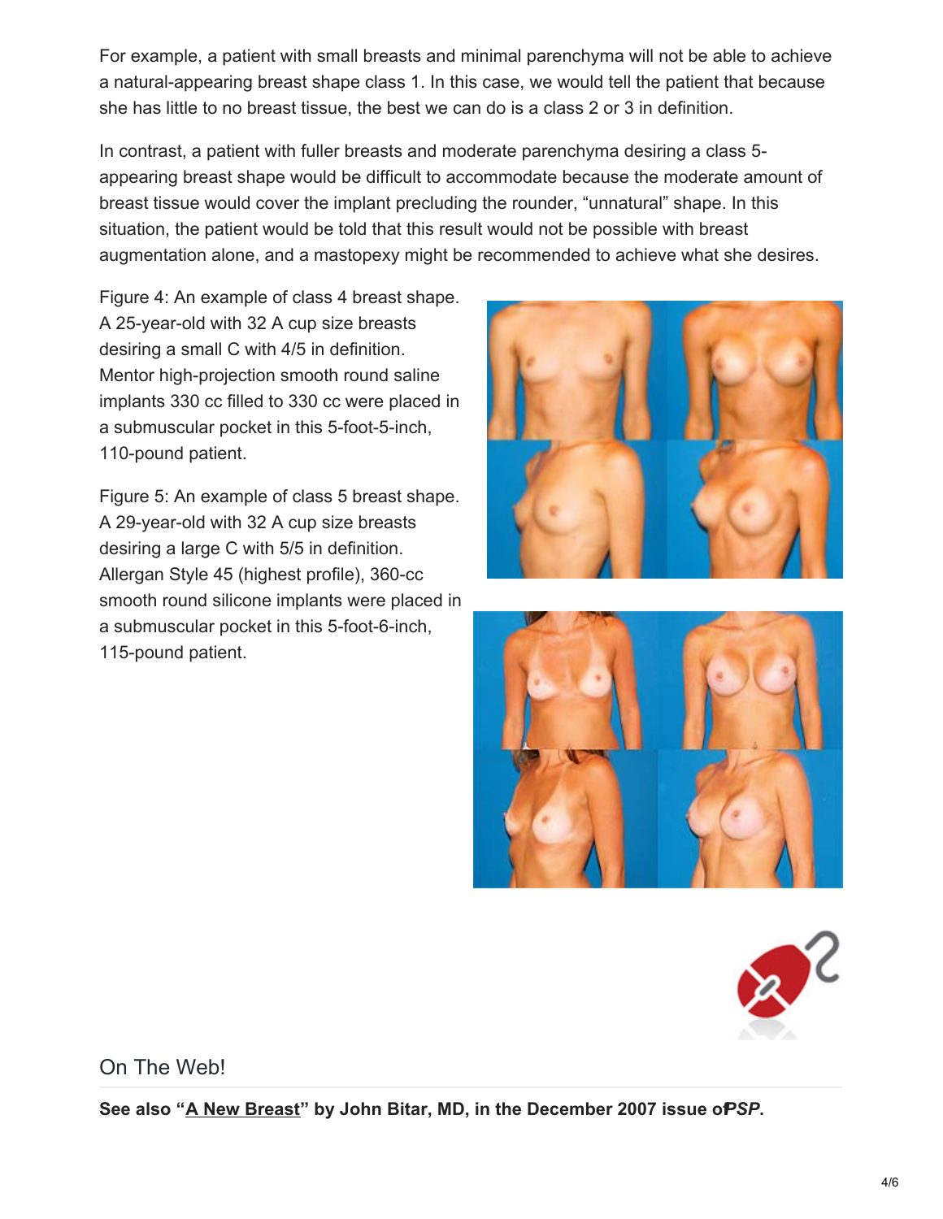For example, a patient with small breasts and minimal parenchyma will not be able to achieve a natural-appearing breast shape class 1. In this case, we would tell the patient that because she has little to no breast tissue, the best we can do is a class 2 or 3 in definition.

In contrast, a patient with fuller breasts and moderate parenchyma desiring a class 5-appearing breast shape would be difficult to accommodate because the moderate amount of breast tissue would cover the implant precluding the rounder, "unnatural" shape. In this situation, the patient would be told that this result would not be possible with breast augmentation alone, and a mastopexy might be recommended to achieve what she desires.

Figure 4: An example of class 4 breast shape. A 25-year-old with 32 A cup size breasts desiring a small C with 4/5 in definition. Mentor high-projection smooth round saline implants 330 cc filled to 330 cc were placed in a submuscular pocket in this 5-foot-5-inch, 110-pound patient.

Figure 5: An example of class 5 breast shape. A 29-year-old with 32 A cup size breasts desiring a large C with 5/5 in definition. Allergan Style 45 (highest profile), 360-cc smooth round silicone implants were placed in a submuscular pocket in this 5-foot-6-inch, 115-pound patient.

## On The Web!

**See also "A New Breast" by John Bitar, MD, in the December 2007 issue of *PSP*.**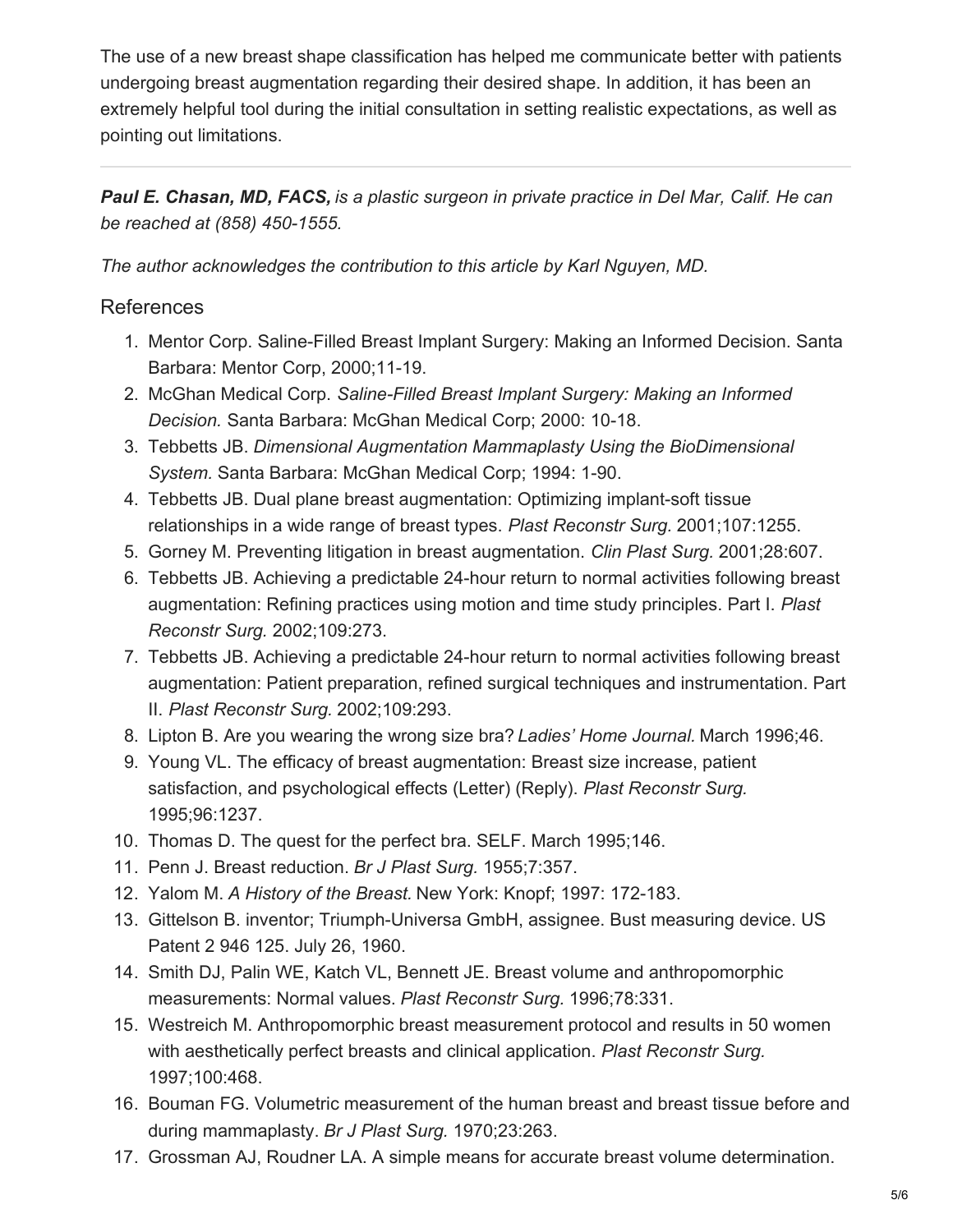The use of a new breast shape classification has helped me communicate better with patients undergoing breast augmentation regarding their desired shape. In addition, it has been an extremely helpful tool during the initial consultation in setting realistic expectations, as well as pointing out limitations.

---

***Paul E. Chasan, MD, FACS,*** *is a plastic surgeon in private practice in Del Mar, Calif. He can be reached at (858) 450-1555.*

*The author acknowledges the contribution to this article by Karl Nguyen, MD.*

## References

1. Mentor Corp. Saline-Filled Breast Implant Surgery: Making an Informed Decision. Santa Barbara: Mentor Corp, 2000;11-19.
2. McGhan Medical Corp. *Saline-Filled Breast Implant Surgery: Making an Informed Decision.* Santa Barbara: McGhan Medical Corp; 2000: 10-18.
3. Tebbetts JB. *Dimensional Augmentation Mammaplasty Using the BioDimensional System.* Santa Barbara: McGhan Medical Corp; 1994: 1-90.
4. Tebbetts JB. Dual plane breast augmentation: Optimizing implant-soft tissue relationships in a wide range of breast types. *Plast Reconstr Surg.* 2001;107:1255.
5. Gorney M. Preventing litigation in breast augmentation. *Clin Plast Surg.* 2001;28:607.
6. Tebbetts JB. Achieving a predictable 24-hour return to normal activities following breast augmentation: Refining practices using motion and time study principles. Part I. *Plast Reconstr Surg.* 2002;109:273.
7. Tebbetts JB. Achieving a predictable 24-hour return to normal activities following breast augmentation: Patient preparation, refined surgical techniques and instrumentation. Part II. *Plast Reconstr Surg.* 2002;109:293.
8. Lipton B. Are you wearing the wrong size bra? *Ladies' Home Journal.* March 1996;46.
9. Young VL. The efficacy of breast augmentation: Breast size increase, patient satisfaction, and psychological effects (Letter) (Reply). *Plast Reconstr Surg.* 1995;96:1237.
10. Thomas D. The quest for the perfect bra. SELF. March 1995;146.
11. Penn J. Breast reduction. *Br J Plast Surg.* 1955;7:357.
12. Yalom M. *A History of the Breast.* New York: Knopf; 1997: 172-183.
13. Gittelson B. inventor; Triumph-Universa GmbH, assignee. Bust measuring device. US Patent 2 946 125. July 26, 1960.
14. Smith DJ, Palin WE, Katch VL, Bennett JE. Breast volume and anthropomorphic measurements: Normal values. *Plast Reconstr Surg.* 1996;78:331.
15. Westreich M. Anthropomorphic breast measurement protocol and results in 50 women with aesthetically perfect breasts and clinical application. *Plast Reconstr Surg.* 1997;100:468.
16. Bouman FG. Volumetric measurement of the human breast and breast tissue before and during mammaplasty. *Br J Plast Surg.* 1970;23:263.
17. Grossman AJ, Roudner LA. A simple means for accurate breast volume determination.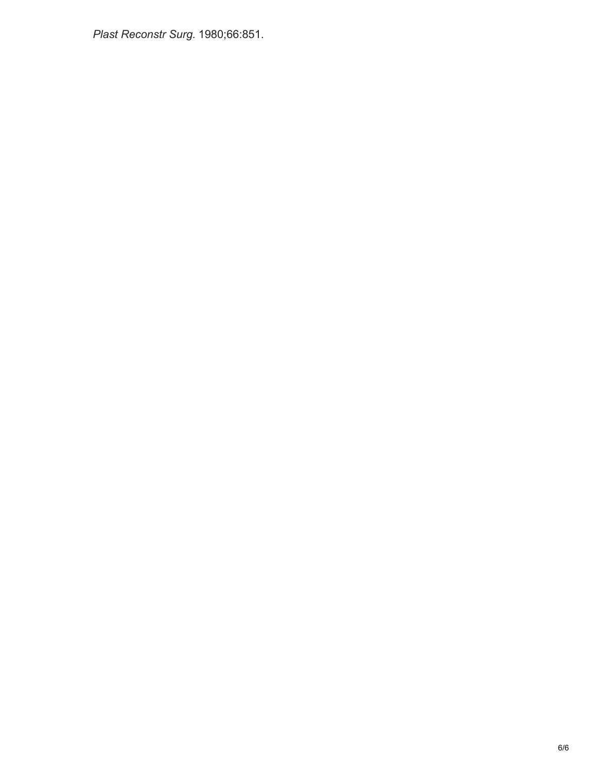*Plast Reconstr Surg.* 1980;66:851.